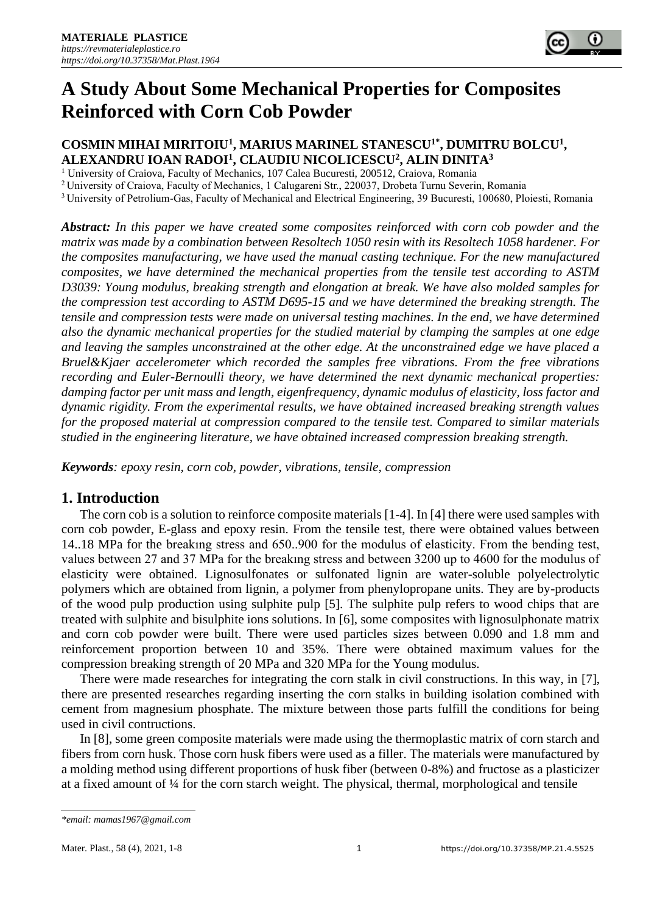# A Study About Some Mechanical Properties for Composites Reinforced with Corn Cob Powder

**COSMIN MIHAI MIRITOIU[1], MARIUS MARINEL STANESCU[1*], DUMITRU BOLCU[1], ALEXANDRU IOAN RADOI[1], CLAUDIU NICOLICESCU[2], ALIN DINITA[3]**

[1] University of Craiova, Faculty of Mechanics, 107 Calea Bucuresti, 200512, Craiova, Romania
[2] University of Craiova, Faculty of Mechanics, 1 Calugareni Str., 220037, Drobeta Turnu Severin, Romania
[3] University of Petrolium-Gas, Faculty of Mechanical and Electrical Engineering, 39 Bucuresti, 100680, Ploiesti, Romania

***Abstract:*** *In this paper we have created some composites reinforced with corn cob powder and the matrix was made by a combination between Resoltech 1050 resin with its Resoltech 1058 hardener. For the composites manufacturing, we have used the manual casting technique. For the new manufactured composites, we have determined the mechanical properties from the tensile test according to ASTM D3039: Young modulus, breaking strength and elongation at break. We have also molded samples for the compression test according to ASTM D695-15 and we have determined the breaking strength. The tensile and compression tests were made on universal testing machines. In the end, we have determined also the dynamic mechanical properties for the studied material by clamping the samples at one edge and leaving the samples unconstrained at the other edge. At the unconstrained edge we have placed a Bruel&Kjaer accelerometer which recorded the samples free vibrations. From the free vibrations recording and Euler-Bernoulli theory, we have determined the next dynamic mechanical properties: damping factor per unit mass and length, eigenfrequency, dynamic modulus of elasticity, loss factor and dynamic rigidity. From the experimental results, we have obtained increased breaking strength values for the proposed material at compression compared to the tensile test. Compared to similar materials studied in the engineering literature, we have obtained increased compression breaking strength.*

***Keywords***: *epoxy resin, corn cob, powder, vibrations, tensile, compression*

## 1. Introduction

The corn cob is a solution to reinforce composite materials [1-4]. In [4] there were used samples with corn cob powder, E-glass and epoxy resin. From the tensile test, there were obtained values between 14..18 MPa for the breakıng stress and 650..900 for the modulus of elasticity. From the bending test, values between 27 and 37 MPa for the breakıng stress and between 3200 up to 4600 for the modulus of elasticity were obtained. Lignosulfonates or sulfonated lignin are water-soluble polyelectrolytic polymers which are obtained from lignin, a polymer from phenylopropane units. They are by-products of the wood pulp production using sulphite pulp [5]. The sulphite pulp refers to wood chips that are treated with sulphite and bisulphite ions solutions. In [6], some composites with lignosulphonate matrix and corn cob powder were built. There were used particles sizes between 0.090 and 1.8 mm and reinforcement proportion between 10 and 35%. There were obtained maximum values for the compression breaking strength of 20 MPa and 320 MPa for the Young modulus.

There were made researches for integrating the corn stalk in civil constructions. In this way, in [7], there are presented researches regarding inserting the corn stalks in building isolation combined with cement from magnesium phosphate. The mixture between those parts fulfill the conditions for being used in civil contructions.

In [8], some green composite materials were made using the thermoplastic matrix of corn starch and fibers from corn husk. Those corn husk fibers were used as a filler. The materials were manufactured by a molding method using different proportions of husk fiber (between 0-8%) and fructose as a plasticizer at a fixed amount of ¼ for the corn starch weight. The physical, thermal, morphological and tensile

---

*\*email: mamas1967@gmail.com*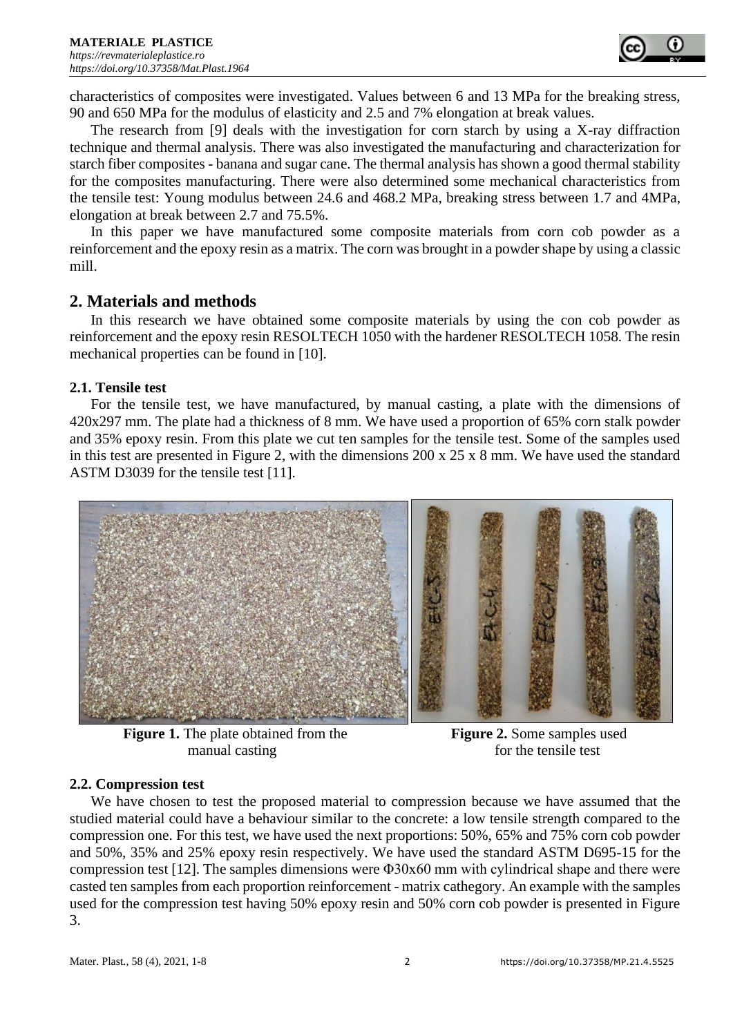characteristics of composites were investigated. Values between 6 and 13 MPa for the breaking stress, 90 and 650 MPa for the modulus of elasticity and 2.5 and 7% elongation at break values.

The research from [9] deals with the investigation for corn starch by using a X-ray diffraction technique and thermal analysis. There was also investigated the manufacturing and characterization for starch fiber composites - banana and sugar cane. The thermal analysis has shown a good thermal stability for the composites manufacturing. There were also determined some mechanical characteristics from the tensile test: Young modulus between 24.6 and 468.2 MPa, breaking stress between 1.7 and 4MPa, elongation at break between 2.7 and 75.5%.

In this paper we have manufactured some composite materials from corn cob powder as a reinforcement and the epoxy resin as a matrix. The corn was brought in a powder shape by using a classic mill.

## 2. Materials and methods

In this research we have obtained some composite materials by using the con cob powder as reinforcement and the epoxy resin RESOLTECH 1050 with the hardener RESOLTECH 1058. The resin mechanical properties can be found in [10].

### 2.1. Tensile test

For the tensile test, we have manufactured, by manual casting, a plate with the dimensions of 420x297 mm. The plate had a thickness of 8 mm. We have used a proportion of 65% corn stalk powder and 35% epoxy resin. From this plate we cut ten samples for the tensile test. Some of the samples used in this test are presented in Figure 2, with the dimensions 200 x 25 x 8 mm. We have used the standard ASTM D3039 for the tensile test [11].

**Figure 1.** The plate obtained from the manual casting

**Figure 2.** Some samples used for the tensile test

### 2.2. Compression test

We have chosen to test the proposed material to compression because we have assumed that the studied material could have a behaviour similar to the concrete: a low tensile strength compared to the compression one. For this test, we have used the next proportions: 50%, 65% and 75% corn cob powder and 50%, 35% and 25% epoxy resin respectively. We have used the standard ASTM D695-15 for the compression test [12]. The samples dimensions were Φ30x60 mm with cylindrical shape and there were casted ten samples from each proportion reinforcement - matrix cathegory. An example with the samples used for the compression test having 50% epoxy resin and 50% corn cob powder is presented in Figure 3.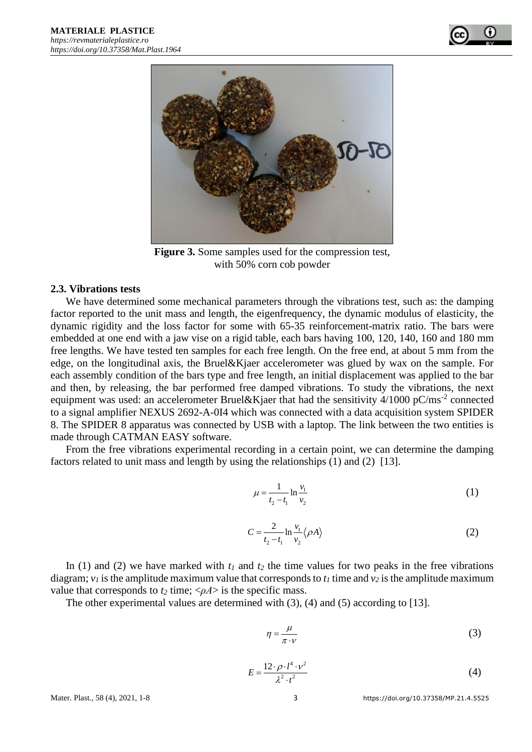**Figure 3.** Some samples used for the compression test, with 50% corn cob powder

### 2.3. Vibrations tests

We have determined some mechanical parameters through the vibrations test, such as: the damping factor reported to the unit mass and length, the eigenfrequency, the dynamic modulus of elasticity, the dynamic rigidity and the loss factor for some with 65-35 reinforcement-matrix ratio. The bars were embedded at one end with a jaw vise on a rigid table, each bars having 100, 120, 140, 160 and 180 mm free lengths. We have tested ten samples for each free length. On the free end, at about 5 mm from the edge, on the longitudinal axis, the Bruel&Kjaer accelerometer was glued by wax on the sample. For each assembly condition of the bars type and free length, an initial displacement was applied to the bar and then, by releasing, the bar performed free damped vibrations. To study the vibrations, the next equipment was used: an accelerometer Bruel&Kjaer that had the sensitivity 4/1000 pC/ms$^{-2}$ connected to a signal amplifier NEXUS 2692-A-0I4 which was connected with a data acquisition system SPIDER 8. The SPIDER 8 apparatus was connected by USB with a laptop. The link between the two entities is made through CATMAN EASY software.

From the free vibrations experimental recording in a certain point, we can determine the damping factors related to unit mass and length by using the relationships (1) and (2) [13].

$$\mu = \frac{1}{t_2 - t_1} \ln \frac{v_1}{v_2} \tag{1}$$

$$C = \frac{2}{t_2 - t_1} \ln \frac{v_1}{v_2} \langle \rho A \rangle \tag{2}$$

In (1) and (2) we have marked with $t_1$ and $t_2$ the time values for two peaks in the free vibrations diagram; $v_1$ is the amplitude maximum value that corresponds to $t_1$ time and $v_2$ is the amplitude maximum value that corresponds to $t_2$ time; $\langle \rho A \rangle$ is the specific mass.

The other experimental values are determined with (3), (4) and (5) according to [13].

$$\eta = \frac{\mu}{\pi \cdot \nu} \tag{3}$$

$$E = \frac{12 \cdot \rho \cdot l^4 \cdot \nu^2}{\lambda^2 \cdot t^2} \tag{4}$$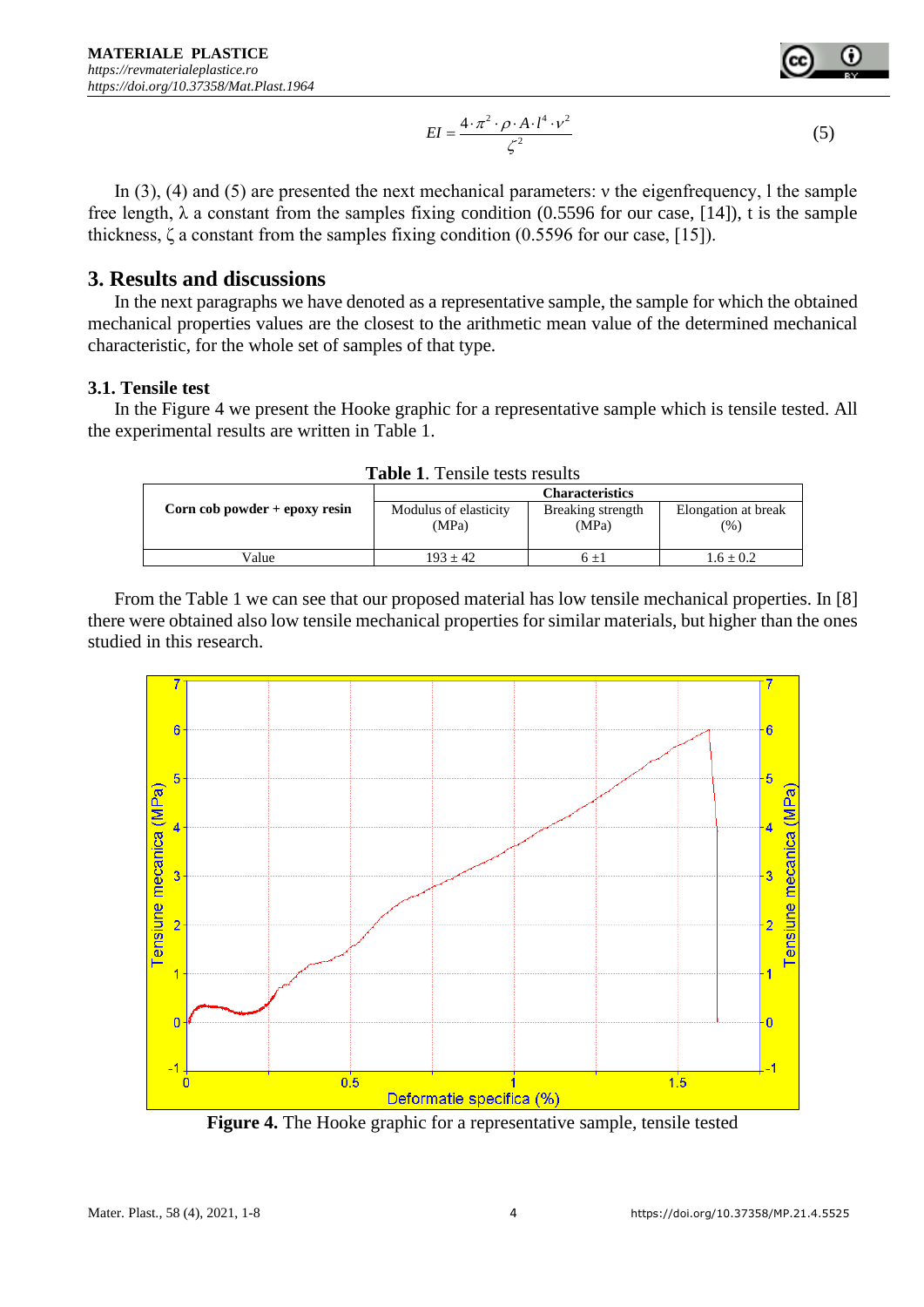$$EI = \frac{4 \cdot \pi^2 \cdot \rho \cdot A \cdot l^4 \cdot \nu^2}{\zeta^2} \quad (5)$$

In (3), (4) and (5) are presented the next mechanical parameters: ν the eigenfrequency, l the sample free length, λ a constant from the samples fixing condition (0.5596 for our case, [14]), t is the sample thickness, ζ a constant from the samples fixing condition (0.5596 for our case, [15]).

## 3. Results and discussions

In the next paragraphs we have denoted as a representative sample, the sample for which the obtained mechanical properties values are the closest to the arithmetic mean value of the determined mechanical characteristic, for the whole set of samples of that type.

### 3.1. Tensile test

In the Figure 4 we present the Hooke graphic for a representative sample which is tensile tested. All the experimental results are written in Table 1.

**Table 1.** Tensile tests results

| Corn cob powder + epoxy resin | Characteristics | | |
|---|---|---|---|
| | Modulus of elasticity (MPa) | Breaking strength (MPa) | Elongation at break (%) |
| Value | 193 ± 42 | 6 ±1 | 1.6 ± 0.2 |

From the Table 1 we can see that our proposed material has low tensile mechanical properties. In [8] there were obtained also low tensile mechanical properties for similar materials, but higher than the ones studied in this research.

**Figure 4.** The Hooke graphic for a representative sample, tensile tested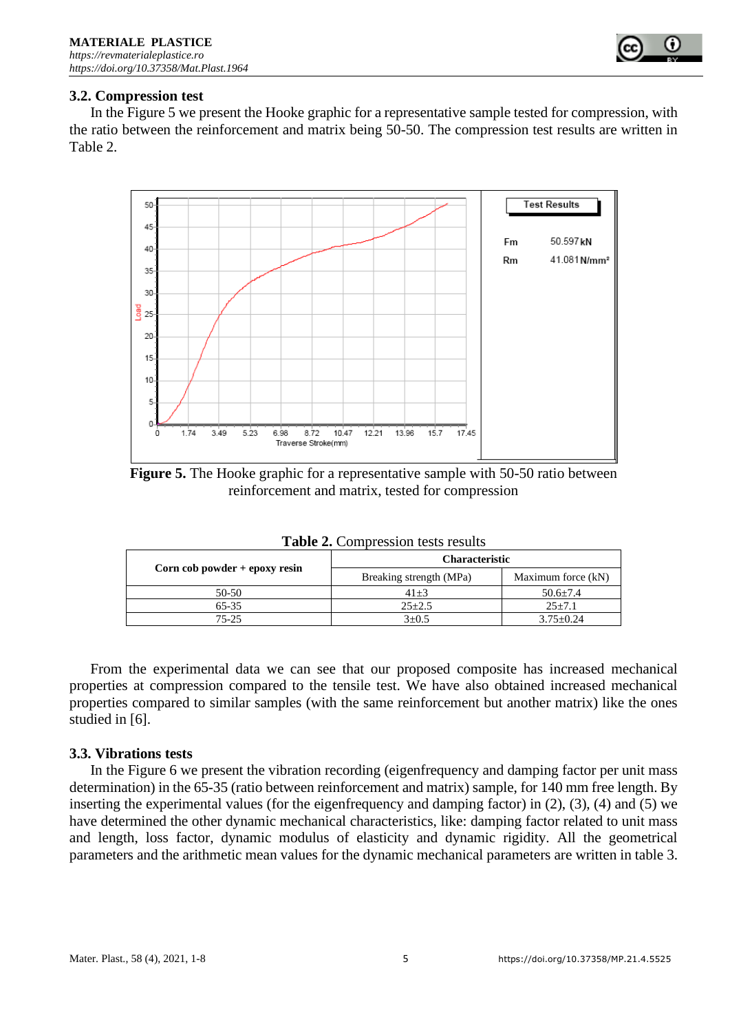### 3.2. Compression test

In the Figure 5 we present the Hooke graphic for a representative sample tested for compression, with the ratio between the reinforcement and matrix being 50-50. The compression test results are written in Table 2.

**Figure 5.** The Hooke graphic for a representative sample with 50-50 ratio between reinforcement and matrix, tested for compression

**Table 2.** Compression tests results

| Corn cob powder + epoxy resin | Characteristic | |
|---|---|---|
| | Breaking strength (MPa) | Maximum force (kN) |
| 50-50 | 41±3 | 50.6±7.4 |
| 65-35 | 25±2.5 | 25±7.1 |
| 75-25 | 3±0.5 | 3.75±0.24 |

From the experimental data we can see that our proposed composite has increased mechanical properties at compression compared to the tensile test. We have also obtained increased mechanical properties compared to similar samples (with the same reinforcement but another matrix) like the ones studied in [6].

### 3.3. Vibrations tests

In the Figure 6 we present the vibration recording (eigenfrequency and damping factor per unit mass determination) in the 65-35 (ratio between reinforcement and matrix) sample, for 140 mm free length. By inserting the experimental values (for the eigenfrequency and damping factor) in (2), (3), (4) and (5) we have determined the other dynamic mechanical characteristics, like: damping factor related to unit mass and length, loss factor, dynamic modulus of elasticity and dynamic rigidity. All the geometrical parameters and the arithmetic mean values for the dynamic mechanical parameters are written in table 3.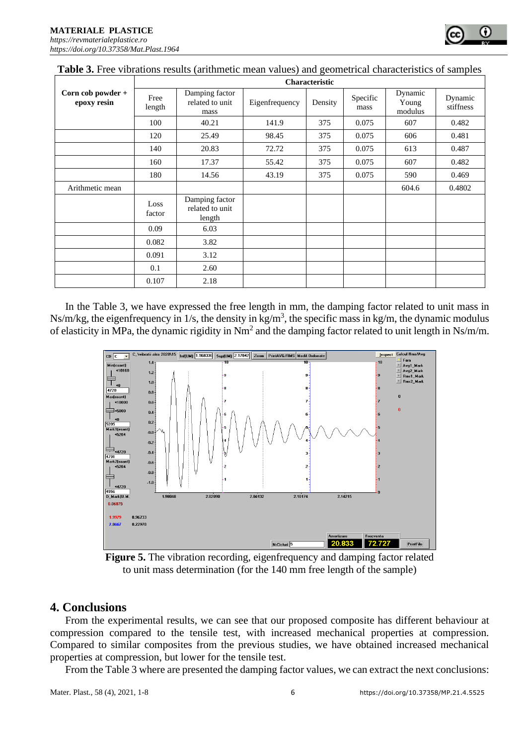**Table 3.** Free vibrations results (arithmetic mean values) and geometrical characteristics of samples

| Corn cob powder + epoxy resin | Characteristic | | | | | | |
|---|---|---|---|---|---|---|---|
| | Free length | Damping factor related to unit mass | Eigenfrequency | Density | Specific mass | Dynamic Young modulus | Dynamic stiffness |
| | 100 | 40.21 | 141.9 | 375 | 0.075 | 607 | 0.482 |
| | 120 | 25.49 | 98.45 | 375 | 0.075 | 606 | 0.481 |
| | 140 | 20.83 | 72.72 | 375 | 0.075 | 613 | 0.487 |
| | 160 | 17.37 | 55.42 | 375 | 0.075 | 607 | 0.482 |
| | 180 | 14.56 | 43.19 | 375 | 0.075 | 590 | 0.469 |
| Arithmetic mean | | | | | | 604.6 | 0.4802 |
| | Loss factor | Damping factor related to unit length | | | | | |
| | 0.09 | 6.03 | | | | | |
| | 0.082 | 3.82 | | | | | |
| | 0.091 | 3.12 | | | | | |
| | 0.1 | 2.60 | | | | | |
| | 0.107 | 2.18 | | | | | |

In the Table 3, we have expressed the free length in mm, the damping factor related to unit mass in Ns/m/kg, the eigenfrequency in 1/s, the density in kg/m$^3$, the specific mass in kg/m, the dynamic modulus of elasticity in MPa, the dynamic rigidity in Nm$^2$ and the damping factor related to unit length in Ns/m/m.

**Figure 5.** The vibration recording, eigenfrequency and damping factor related to unit mass determination (for the 140 mm free length of the sample)

## 4. Conclusions

From the experimental results, we can see that our proposed composite has different behaviour at compression compared to the tensile test, with increased mechanical properties at compression. Compared to similar composites from the previous studies, we have obtained increased mechanical properties at compression, but lower for the tensile test.

From the Table 3 where are presented the damping factor values, we can extract the next conclusions: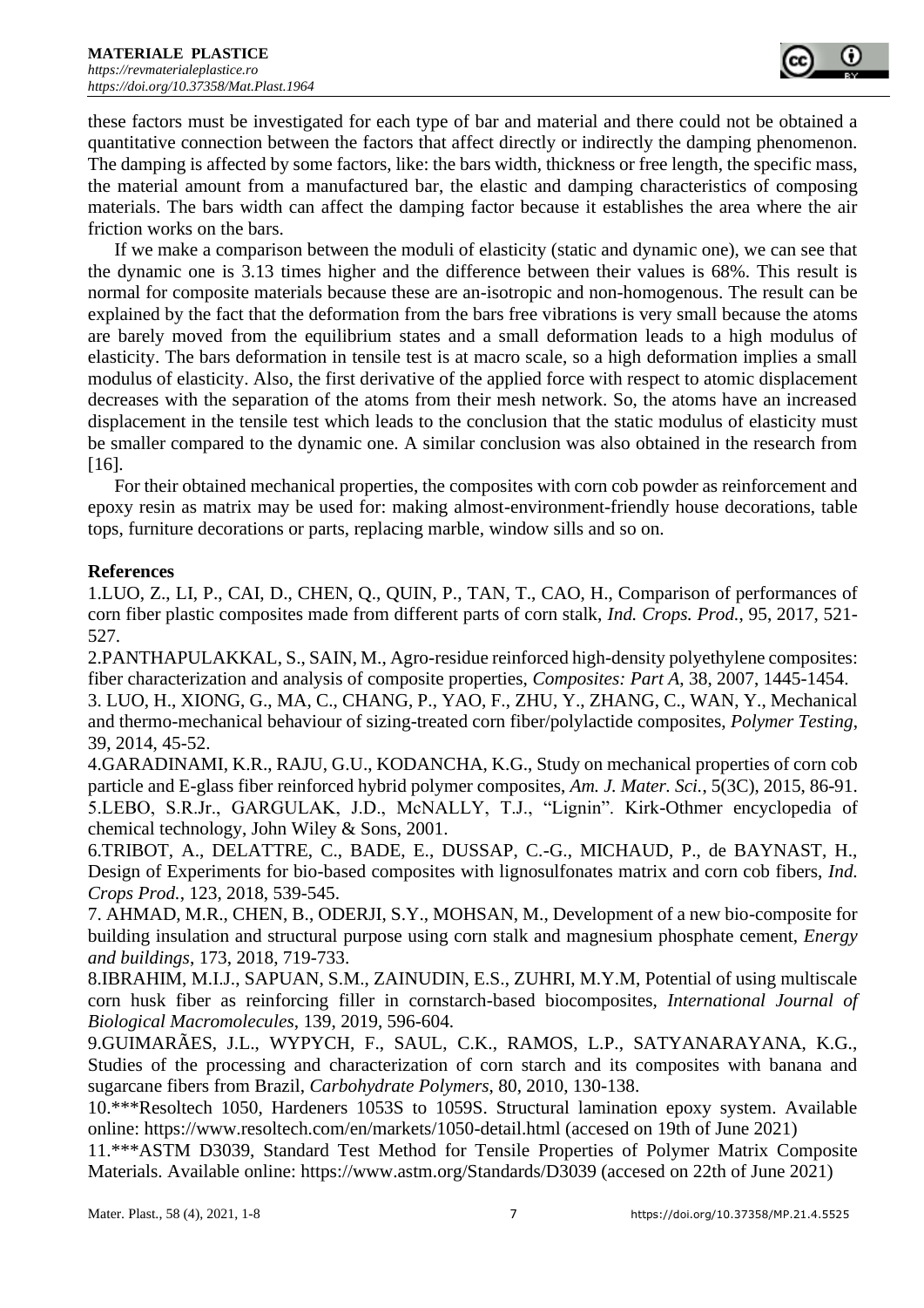these factors must be investigated for each type of bar and material and there could not be obtained a quantitative connection between the factors that affect directly or indirectly the damping phenomenon. The damping is affected by some factors, like: the bars width, thickness or free length, the specific mass, the material amount from a manufactured bar, the elastic and damping characteristics of composing materials. The bars width can affect the damping factor because it establishes the area where the air friction works on the bars.

If we make a comparison between the moduli of elasticity (static and dynamic one), we can see that the dynamic one is 3.13 times higher and the difference between their values is 68%. This result is normal for composite materials because these are an-isotropic and non-homogenous. The result can be explained by the fact that the deformation from the bars free vibrations is very small because the atoms are barely moved from the equilibrium states and a small deformation leads to a high modulus of elasticity. The bars deformation in tensile test is at macro scale, so a high deformation implies a small modulus of elasticity. Also, the first derivative of the applied force with respect to atomic displacement decreases with the separation of the atoms from their mesh network. So, the atoms have an increased displacement in the tensile test which leads to the conclusion that the static modulus of elasticity must be smaller compared to the dynamic one. A similar conclusion was also obtained in the research from [16].

For their obtained mechanical properties, the composites with corn cob powder as reinforcement and epoxy resin as matrix may be used for: making almost-environment-friendly house decorations, table tops, furniture decorations or parts, replacing marble, window sills and so on.

**References**

1.LUO, Z., LI, P., CAI, D., CHEN, Q., QUIN, P., TAN, T., CAO, H., Comparison of performances of corn fiber plastic composites made from different parts of corn stalk, *Ind. Crops. Prod.*, 95, 2017, 521-527.

2.PANTHAPULAKKAL, S., SAIN, M., Agro-residue reinforced high-density polyethylene composites: fiber characterization and analysis of composite properties, *Composites: Part A*, 38, 2007, 1445-1454.

3. LUO, H., XIONG, G., MA, C., CHANG, P., YAO, F., ZHU, Y., ZHANG, C., WAN, Y., Mechanical and thermo-mechanical behaviour of sizing-treated corn fiber/polylactide composites, *Polymer Testing*, 39, 2014, 45-52.

4.GARADINAMI, K.R., RAJU, G.U., KODANCHA, K.G., Study on mechanical properties of corn cob particle and E-glass fiber reinforced hybrid polymer composites, *Am. J. Mater. Sci.*, 5(3C), 2015, 86-91.

5.LEBO, S.R.Jr., GARGULAK, J.D., McNALLY, T.J., "Lignin". Kirk-Othmer encyclopedia of chemical technology, John Wiley & Sons, 2001.

6.TRIBOT, A., DELATTRE, C., BADE, E., DUSSAP, C.-G., MICHAUD, P., de BAYNAST, H., Design of Experiments for bio-based composites with lignosulfonates matrix and corn cob fibers, *Ind. Crops Prod.*, 123, 2018, 539-545.

7. AHMAD, M.R., CHEN, B., ODERJI, S.Y., MOHSAN, M., Development of a new bio-composite for building insulation and structural purpose using corn stalk and magnesium phosphate cement, *Energy and buildings*, 173, 2018, 719-733.

8.IBRAHIM, M.I.J., SAPUAN, S.M., ZAINUDIN, E.S., ZUHRI, M.Y.M, Potential of using multiscale corn husk fiber as reinforcing filler in cornstarch-based biocomposites, *International Journal of Biological Macromolecules*, 139, 2019, 596-604.

9.GUIMARÃES, J.L., WYPYCH, F., SAUL, C.K., RAMOS, L.P., SATYANARAYANA, K.G., Studies of the processing and characterization of corn starch and its composites with banana and sugarcane fibers from Brazil, *Carbohydrate Polymers*, 80, 2010, 130-138.

10.***Resoltech 1050, Hardeners 1053S to 1059S. Structural lamination epoxy system. Available online: https://www.resoltech.com/en/markets/1050-detail.html (accesed on 19th of June 2021)

11.***ASTM D3039, Standard Test Method for Tensile Properties of Polymer Matrix Composite Materials. Available online: https://www.astm.org/Standards/D3039 (accesed on 22th of June 2021)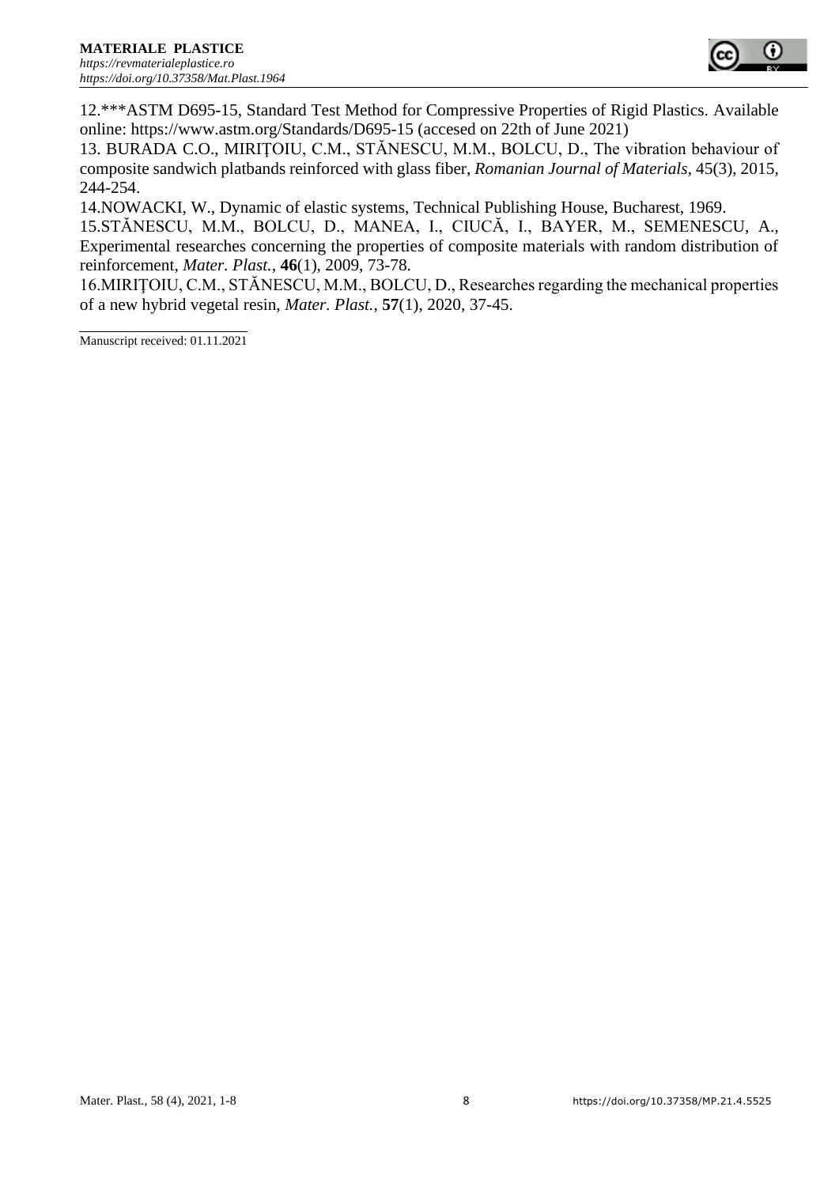12.***ASTM D695-15, Standard Test Method for Compressive Properties of Rigid Plastics. Available online: https://www.astm.org/Standards/D695-15 (accesed on 22th of June 2021)

13. BURADA C.O., MIRIŢOIU, C.M., STĂNESCU, M.M., BOLCU, D., The vibration behaviour of composite sandwich platbands reinforced with glass fiber, *Romanian Journal of Materials*, 45(3), 2015, 244-254.

14.NOWACKI, W., Dynamic of elastic systems, Technical Publishing House, Bucharest, 1969.

15.STĂNESCU, M.M., BOLCU, D., MANEA, I., CIUCĂ, I., BAYER, M., SEMENESCU, A., Experimental researches concerning the properties of composite materials with random distribution of reinforcement, *Mater. Plast.*, **46**(1), 2009, 73-78.

16.MIRIŢOIU, C.M., STĂNESCU, M.M., BOLCU, D., Researches regarding the mechanical properties of a new hybrid vegetal resin, *Mater. Plast.*, **57**(1), 2020, 37-45.

Manuscript received: 01.11.2021